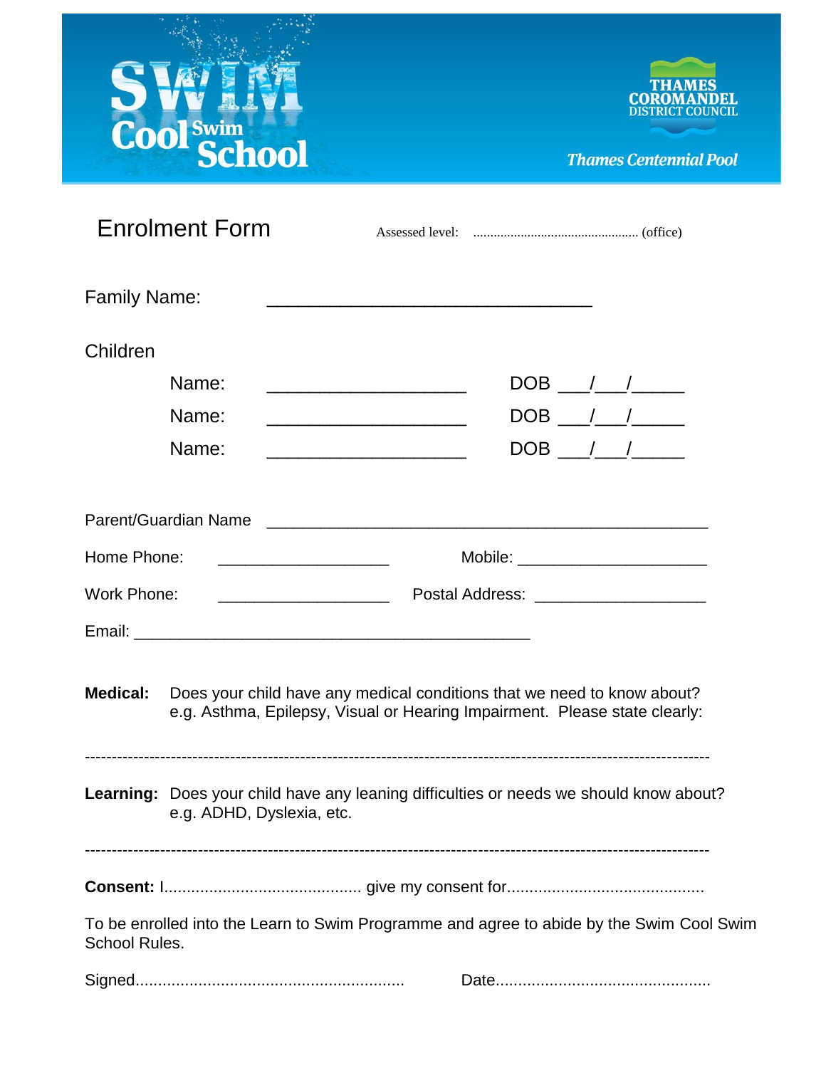SWIM Cool Swim School

THAMES COROMANDEL DISTRICT COUNCIL

*Thames Centennial Pool*

# Enrolment Form

Assessed level: ................................................ (office)

Family Name: ________________________________

Children

Name: ____________________ DOB ___/___/_____

Name: ____________________ DOB ___/___/_____

Name: ____________________ DOB ___/___/_____

Parent/Guardian Name ____________________________________________

Home Phone: _________________ Mobile: ___________________

Work Phone: _________________ Postal Address: _________________

Email: _______________________________________

**Medical:** Does your child have any medical conditions that we need to know about? e.g. Asthma, Epilepsy, Visual or Hearing Impairment. Please state clearly:

-----------------------------------------------------------------------------------------------------------------

**Learning:** Does your child have any leaning difficulties or needs we should know about? e.g. ADHD, Dyslexia, etc.

-----------------------------------------------------------------------------------------------------------------

**Consent:** I........................................... give my consent for...........................................

To be enrolled into the Learn to Swim Programme and agree to abide by the Swim Cool Swim School Rules.

Signed........................................................... Date...............................................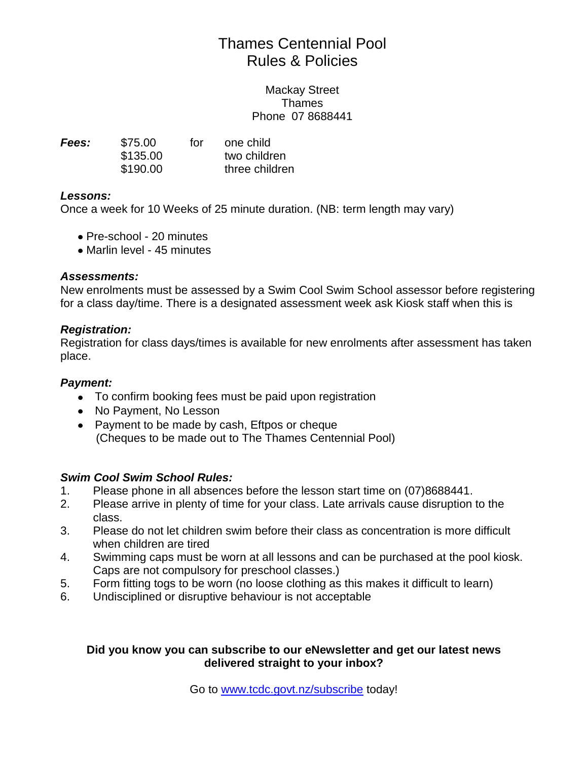# Thames Centennial Pool
# Rules & Policies

Mackay Street
Thames
Phone 07 8688441

| | | | |
|---|---|---|---|
| ***Fees:*** | $75.00 | for | one child |
| | $135.00 | | two children |
| | $190.00 | | three children |

***Lessons:***
Once a week for 10 Weeks of 25 minute duration. (NB: term length may vary)

- Pre-school - 20 minutes
- Marlin level - 45 minutes

***Assessments:***
New enrolments must be assessed by a Swim Cool Swim School assessor before registering for a class day/time. There is a designated assessment week ask Kiosk staff when this is

***Registration:***
Registration for class days/times is available for new enrolments after assessment has taken place.

***Payment:***

- To confirm booking fees must be paid upon registration
- No Payment, No Lesson
- Payment to be made by cash, Eftpos or cheque
  (Cheques to be made out to The Thames Centennial Pool)

***Swim Cool Swim School Rules:***

1. Please phone in all absences before the lesson start time on (07)8688441.
2. Please arrive in plenty of time for your class. Late arrivals cause disruption to the class.
3. Please do not let children swim before their class as concentration is more difficult when children are tired
4. Swimming caps must be worn at all lessons and can be purchased at the pool kiosk. Caps are not compulsory for preschool classes.)
5. Form fitting togs to be worn (no loose clothing as this makes it difficult to learn)
6. Undisciplined or disruptive behaviour is not acceptable

**Did you know you can subscribe to our eNewsletter and get our latest news delivered straight to your inbox?**

Go to [www.tcdc.govt.nz/subscribe](http://www.tcdc.govt.nz/subscribe) today!